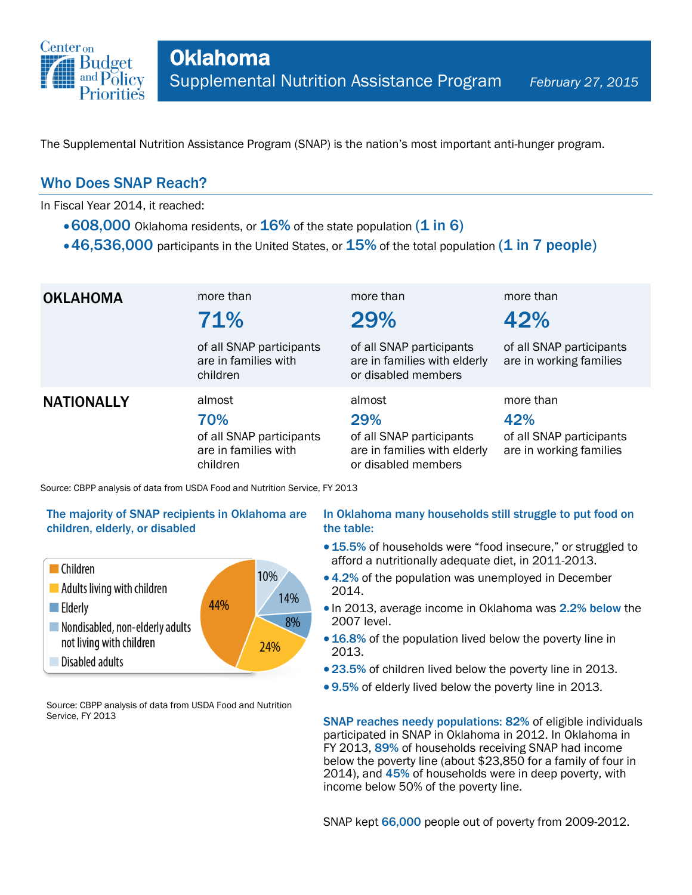# Oklahoma

## Supplemental Nutrition Assistance Program

*February 27, 2015*

The Supplemental Nutrition Assistance Program (SNAP) is the nation's most important anti-hunger program.

## Who Does SNAP Reach?

In Fiscal Year 2014, it reached:

- **608,000** Oklahoma residents, or **16%** of the state population **(1 in 6)**
- **46,536,000** participants in the United States, or **15%** of the total population **(1 in 7 people)**

| | | | |
|---|---|---|---|
| **OKLAHOMA** | more than **71%** of all SNAP participants are in families with children | more than **29%** of all SNAP participants are in families with elderly or disabled members | more than **42%** of all SNAP participants are in working families |
| **NATIONALLY** | almost **70%** of all SNAP participants are in families with children | almost **29%** of all SNAP participants are in families with elderly or disabled members | more than **42%** of all SNAP participants are in working families |

Source: CBPP analysis of data from USDA Food and Nutrition Service, FY 2013

### The majority of SNAP recipients in Oklahoma are children, elderly, or disabled

| Category | Share |
|---|---|
| Children | 44% |
| Adults living with children | 24% |
| Elderly | 8% |
| Nondisabled, non-elderly adults not living with children | 14% |
| Disabled adults | 10% |

Source: CBPP analysis of data from USDA Food and Nutrition Service, FY 2013

### In Oklahoma many households still struggle to put food on the table:

- **15.5%** of households were "food insecure," or struggled to afford a nutritionally adequate diet, in 2011-2013.
- **4.2%** of the population was unemployed in December 2014.
- In 2013, average income in Oklahoma was **2.2% below** the 2007 level.
- **16.8%** of the population lived below the poverty line in 2013.
- **23.5%** of children lived below the poverty line in 2013.
- **9.5%** of elderly lived below the poverty line in 2013.

**SNAP reaches needy populations: 82%** of eligible individuals participated in SNAP in Oklahoma in 2012. In Oklahoma in FY 2013, **89%** of households receiving SNAP had income below the poverty line (about $23,850 for a family of four in 2014), and **45%** of households were in deep poverty, with income below 50% of the poverty line.

SNAP kept **66,000** people out of poverty from 2009-2012.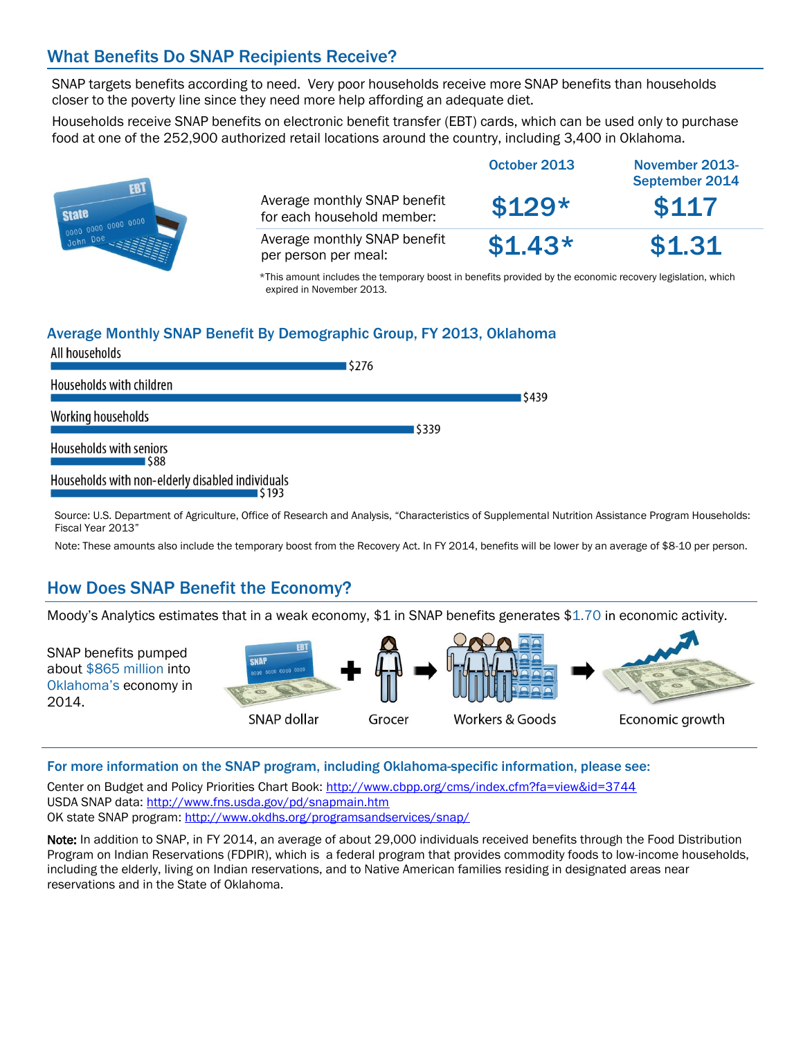## What Benefits Do SNAP Recipients Receive?

SNAP targets benefits according to need. Very poor households receive more SNAP benefits than households closer to the poverty line since they need more help affording an adequate diet.

Households receive SNAP benefits on electronic benefit transfer (EBT) cards, which can be used only to purchase food at one of the 252,900 authorized retail locations around the country, including 3,400 in Oklahoma.

| | October 2013 | November 2013-September 2014 |
|---|---|---|
| Average monthly SNAP benefit for each household member: | $129* | $117 |
| Average monthly SNAP benefit per person per meal: | $1.43* | $1.31 |

*This amount includes the temporary boost in benefits provided by the economic recovery legislation, which expired in November 2013.

### Average Monthly SNAP Benefit By Demographic Group, FY 2013, Oklahoma

All households
$276

Households with children
$439

Working households
$339

Households with seniors
$88

Households with non-elderly disabled individuals
$193

Source: U.S. Department of Agriculture, Office of Research and Analysis, "Characteristics of Supplemental Nutrition Assistance Program Households: Fiscal Year 2013"

Note: These amounts also include the temporary boost from the Recovery Act. In FY 2014, benefits will be lower by an average of $8-10 per person.

## How Does SNAP Benefit the Economy?

Moody's Analytics estimates that in a weak economy, $1 in SNAP benefits generates $1.70 in economic activity.

SNAP benefits pumped about $865 million into Oklahoma's economy in 2014.

SNAP dollar + Grocer → Workers & Goods → Economic growth

### For more information on the SNAP program, including Oklahoma-specific information, please see:

Center on Budget and Policy Priorities Chart Book: http://www.cbpp.org/cms/index.cfm?fa=view&id=3744
USDA SNAP data: http://www.fns.usda.gov/pd/snapmain.htm
OK state SNAP program: http://www.okdhs.org/programsandservices/snap/

**Note:** In addition to SNAP, in FY 2014, an average of about 29,000 individuals received benefits through the Food Distribution Program on Indian Reservations (FDPIR), which is a federal program that provides commodity foods to low-income households, including the elderly, living on Indian reservations, and to Native American families residing in designated areas near reservations and in the State of Oklahoma.